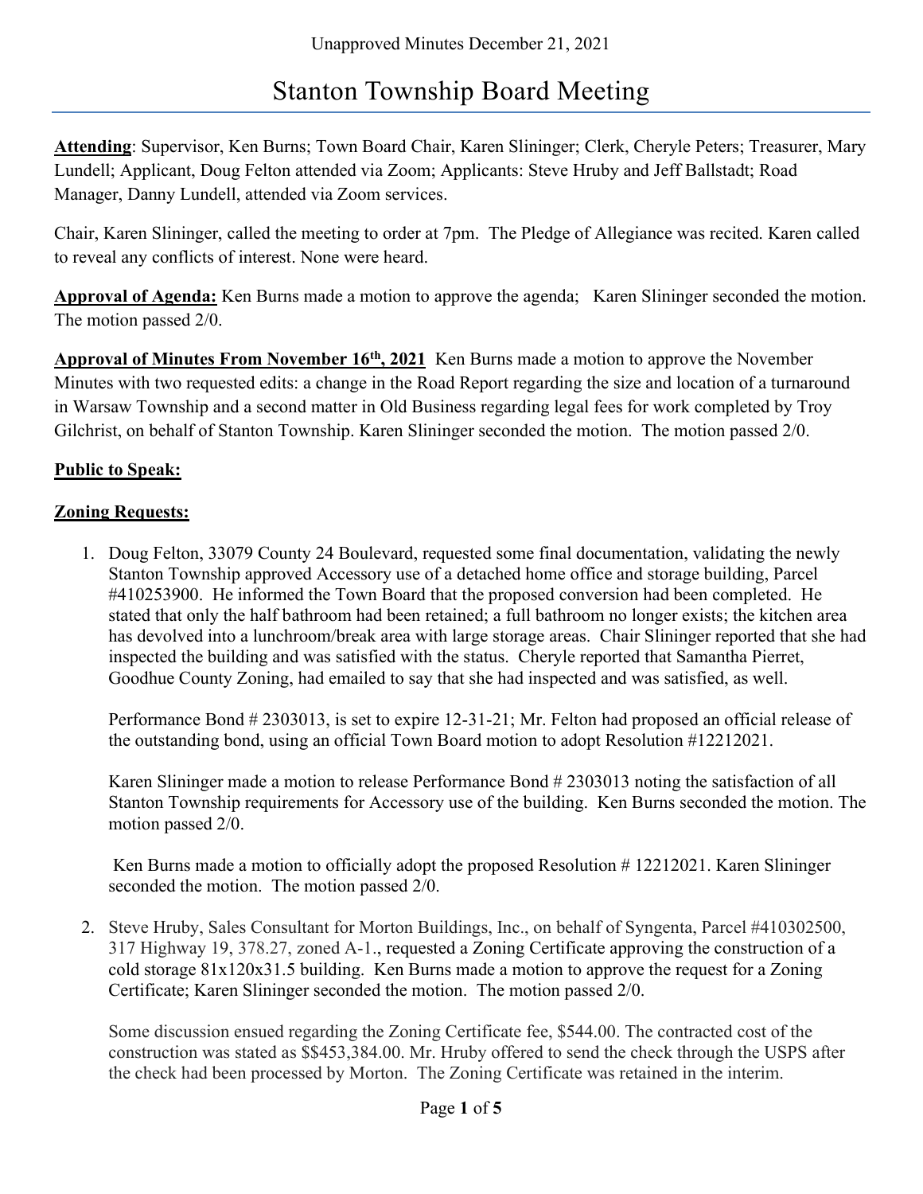Unapproved Minutes December 21, 2021

# Stanton Township Board Meeting

**Attending**: Supervisor, Ken Burns; Town Board Chair, Karen Slininger; Clerk, Cheryle Peters; Treasurer, Mary Lundell; Applicant, Doug Felton attended via Zoom; Applicants: Steve Hruby and Jeff Ballstadt; Road Manager, Danny Lundell, attended via Zoom services.

Chair, Karen Slininger, called the meeting to order at 7pm. The Pledge of Allegiance was recited. Karen called to reveal any conflicts of interest. None were heard.

**Approval of Agenda:** Ken Burns made a motion to approve the agenda; Karen Slininger seconded the motion. The motion passed 2/0.

**Approval of Minutes From November 16th, 2021** Ken Burns made a motion to approve the November Minutes with two requested edits: a change in the Road Report regarding the size and location of a turnaround in Warsaw Township and a second matter in Old Business regarding legal fees for work completed by Troy Gilchrist, on behalf of Stanton Township. Karen Slininger seconded the motion. The motion passed 2/0.

**Public to Speak:**

**Zoning Requests:**

1. Doug Felton, 33079 County 24 Boulevard, requested some final documentation, validating the newly Stanton Township approved Accessory use of a detached home office and storage building, Parcel #410253900. He informed the Town Board that the proposed conversion had been completed. He stated that only the half bathroom had been retained; a full bathroom no longer exists; the kitchen area has devolved into a lunchroom/break area with large storage areas. Chair Slininger reported that she had inspected the building and was satisfied with the status. Cheryle reported that Samantha Pierret, Goodhue County Zoning, had emailed to say that she had inspected and was satisfied, as well.

   Performance Bond # 2303013, is set to expire 12-31-21; Mr. Felton had proposed an official release of the outstanding bond, using an official Town Board motion to adopt Resolution #12212021.

   Karen Slininger made a motion to release Performance Bond # 2303013 noting the satisfaction of all Stanton Township requirements for Accessory use of the building. Ken Burns seconded the motion. The motion passed 2/0.

   Ken Burns made a motion to officially adopt the proposed Resolution # 12212021. Karen Slininger seconded the motion. The motion passed 2/0.

2. Steve Hruby, Sales Consultant for Morton Buildings, Inc., on behalf of Syngenta, Parcel #410302500, 317 Highway 19, 378.27, zoned A-1., requested a Zoning Certificate approving the construction of a cold storage 81x120x31.5 building. Ken Burns made a motion to approve the request for a Zoning Certificate; Karen Slininger seconded the motion. The motion passed 2/0.

   Some discussion ensued regarding the Zoning Certificate fee, $544.00. The contracted cost of the construction was stated as $$453,384.00. Mr. Hruby offered to send the check through the USPS after the check had been processed by Morton. The Zoning Certificate was retained in the interim.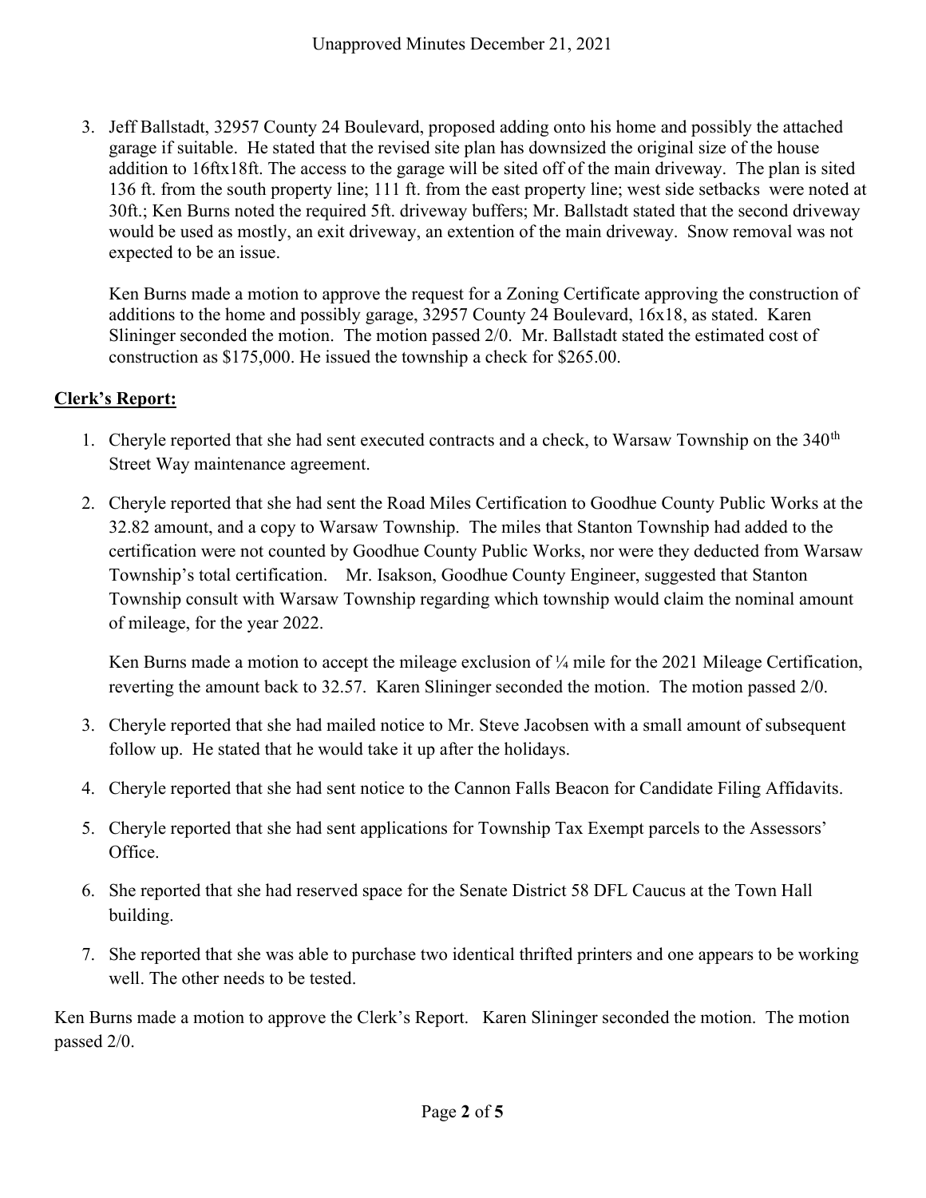3. Jeff Ballstadt, 32957 County 24 Boulevard, proposed adding onto his home and possibly the attached garage if suitable. He stated that the revised site plan has downsized the original size of the house addition to 16ftx18ft. The access to the garage will be sited off of the main driveway. The plan is sited 136 ft. from the south property line; 111 ft. from the east property line; west side setbacks were noted at 30ft.; Ken Burns noted the required 5ft. driveway buffers; Mr. Ballstadt stated that the second driveway would be used as mostly, an exit driveway, an extention of the main driveway. Snow removal was not expected to be an issue.

   Ken Burns made a motion to approve the request for a Zoning Certificate approving the construction of additions to the home and possibly garage, 32957 County 24 Boulevard, 16x18, as stated. Karen Slininger seconded the motion. The motion passed 2/0. Mr. Ballstadt stated the estimated cost of construction as $175,000. He issued the township a check for $265.00.

**Clerk's Report:**

1. Cheryle reported that she had sent executed contracts and a check, to Warsaw Township on the 340th Street Way maintenance agreement.

2. Cheryle reported that she had sent the Road Miles Certification to Goodhue County Public Works at the 32.82 amount, and a copy to Warsaw Township. The miles that Stanton Township had added to the certification were not counted by Goodhue County Public Works, nor were they deducted from Warsaw Township's total certification. Mr. Isakson, Goodhue County Engineer, suggested that Stanton Township consult with Warsaw Township regarding which township would claim the nominal amount of mileage, for the year 2022.

   Ken Burns made a motion to accept the mileage exclusion of ¼ mile for the 2021 Mileage Certification, reverting the amount back to 32.57. Karen Slininger seconded the motion. The motion passed 2/0.

3. Cheryle reported that she had mailed notice to Mr. Steve Jacobsen with a small amount of subsequent follow up. He stated that he would take it up after the holidays.

4. Cheryle reported that she had sent notice to the Cannon Falls Beacon for Candidate Filing Affidavits.

5. Cheryle reported that she had sent applications for Township Tax Exempt parcels to the Assessors' Office.

6. She reported that she had reserved space for the Senate District 58 DFL Caucus at the Town Hall building.

7. She reported that she was able to purchase two identical thrifted printers and one appears to be working well. The other needs to be tested.

Ken Burns made a motion to approve the Clerk's Report. Karen Slininger seconded the motion. The motion passed 2/0.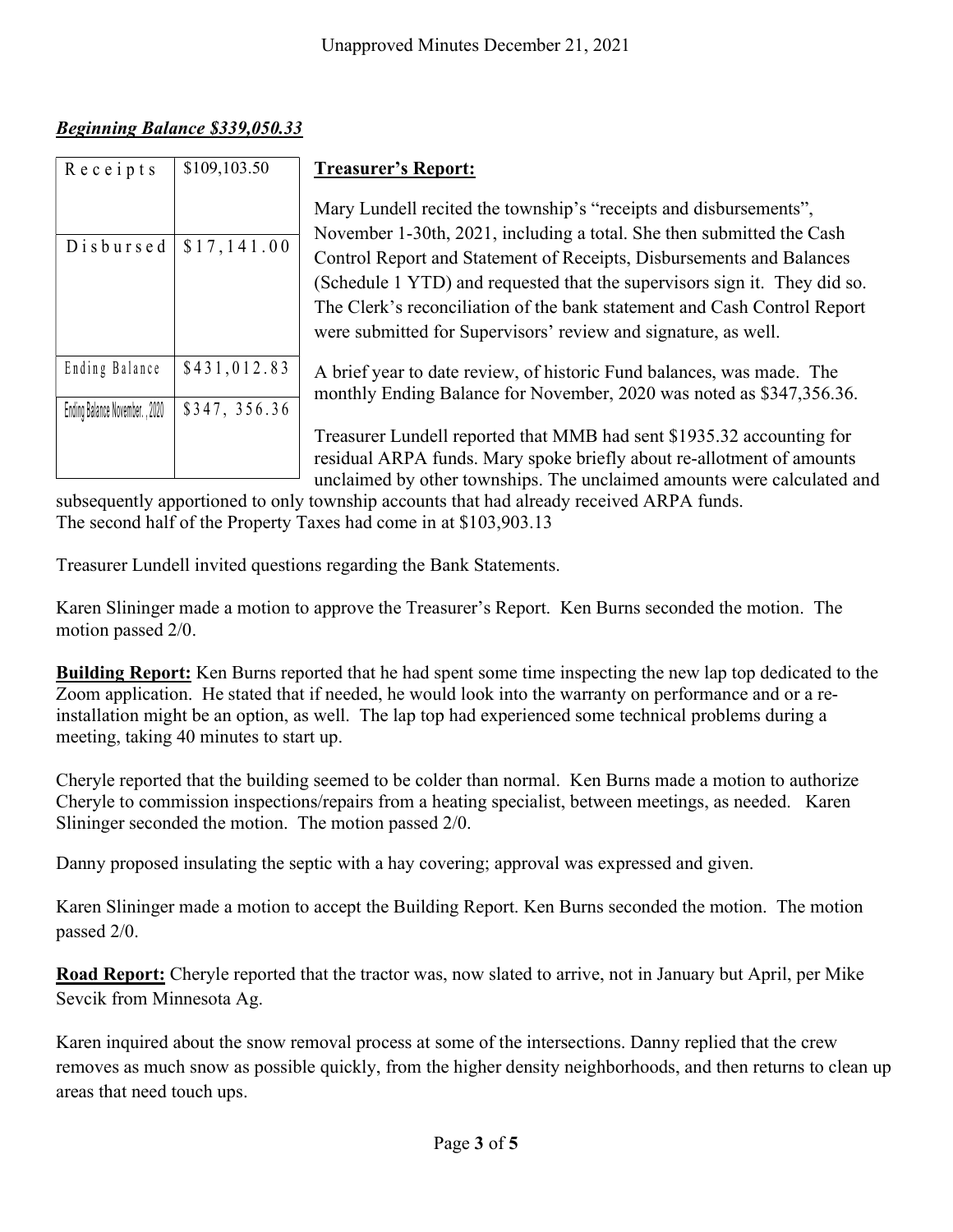***Beginning Balance $339,050.33***

| Receipts | $109,103.50 |
|---|---|
| Disbursed | $17,141.00 |
| Ending Balance | $431,012.83 |
| Ending Balance November, , 2020 | $347, 356.36 |

**Treasurer's Report:**

Mary Lundell recited the township's "receipts and disbursements", November 1-30th, 2021, including a total. She then submitted the Cash Control Report and Statement of Receipts, Disbursements and Balances (Schedule 1 YTD) and requested that the supervisors sign it. They did so. The Clerk's reconciliation of the bank statement and Cash Control Report were submitted for Supervisors' review and signature, as well.

A brief year to date review, of historic Fund balances, was made. The monthly Ending Balance for November, 2020 was noted as $347,356.36.

Treasurer Lundell reported that MMB had sent $1935.32 accounting for residual ARPA funds. Mary spoke briefly about re-allotment of amounts unclaimed by other townships. The unclaimed amounts were calculated and subsequently apportioned to only township accounts that had already received ARPA funds.
The second half of the Property Taxes had come in at $103,903.13

Treasurer Lundell invited questions regarding the Bank Statements.

Karen Slininger made a motion to approve the Treasurer's Report. Ken Burns seconded the motion. The motion passed 2/0.

**Building Report:** Ken Burns reported that he had spent some time inspecting the new lap top dedicated to the Zoom application. He stated that if needed, he would look into the warranty on performance and or a re-installation might be an option, as well. The lap top had experienced some technical problems during a meeting, taking 40 minutes to start up.

Cheryle reported that the building seemed to be colder than normal. Ken Burns made a motion to authorize Cheryle to commission inspections/repairs from a heating specialist, between meetings, as needed. Karen Slininger seconded the motion. The motion passed 2/0.

Danny proposed insulating the septic with a hay covering; approval was expressed and given.

Karen Slininger made a motion to accept the Building Report. Ken Burns seconded the motion. The motion passed 2/0.

**Road Report:** Cheryle reported that the tractor was, now slated to arrive, not in January but April, per Mike Sevcik from Minnesota Ag.

Karen inquired about the snow removal process at some of the intersections. Danny replied that the crew removes as much snow as possible quickly, from the higher density neighborhoods, and then returns to clean up areas that need touch ups.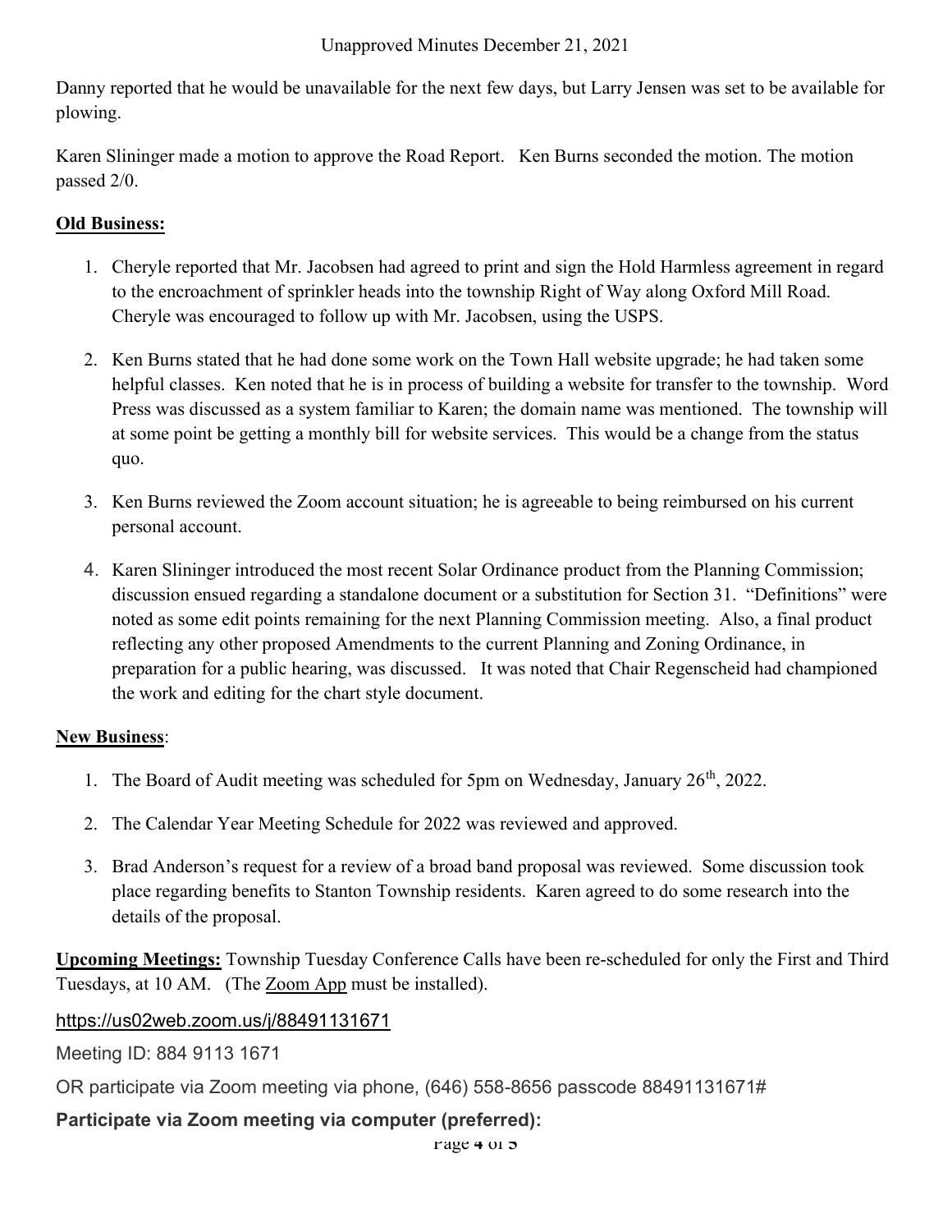Danny reported that he would be unavailable for the next few days, but Larry Jensen was set to be available for plowing.

Karen Slininger made a motion to approve the Road Report. Ken Burns seconded the motion. The motion passed 2/0.

**Old Business:**

1. Cheryle reported that Mr. Jacobsen had agreed to print and sign the Hold Harmless agreement in regard to the encroachment of sprinkler heads into the township Right of Way along Oxford Mill Road. Cheryle was encouraged to follow up with Mr. Jacobsen, using the USPS.

2. Ken Burns stated that he had done some work on the Town Hall website upgrade; he had taken some helpful classes. Ken noted that he is in process of building a website for transfer to the township. Word Press was discussed as a system familiar to Karen; the domain name was mentioned. The township will at some point be getting a monthly bill for website services. This would be a change from the status quo.

3. Ken Burns reviewed the Zoom account situation; he is agreeable to being reimbursed on his current personal account.

4. Karen Slininger introduced the most recent Solar Ordinance product from the Planning Commission; discussion ensued regarding a standalone document or a substitution for Section 31. "Definitions" were noted as some edit points remaining for the next Planning Commission meeting. Also, a final product reflecting any other proposed Amendments to the current Planning and Zoning Ordinance, in preparation for a public hearing, was discussed. It was noted that Chair Regenscheid had championed the work and editing for the chart style document.

**New Business**:

1. The Board of Audit meeting was scheduled for 5pm on Wednesday, January 26th, 2022.

2. The Calendar Year Meeting Schedule for 2022 was reviewed and approved.

3. Brad Anderson's request for a review of a broad band proposal was reviewed. Some discussion took place regarding benefits to Stanton Township residents. Karen agreed to do some research into the details of the proposal.

**Upcoming Meetings:** Township Tuesday Conference Calls have been re-scheduled for only the First and Third Tuesdays, at 10 AM. (The Zoom App must be installed).

https://us02web.zoom.us/j/88491131671

Meeting ID: 884 9113 1671

OR participate via Zoom meeting via phone, (646) 558-8656 passcode 88491131671#

**Participate via Zoom meeting via computer (preferred):**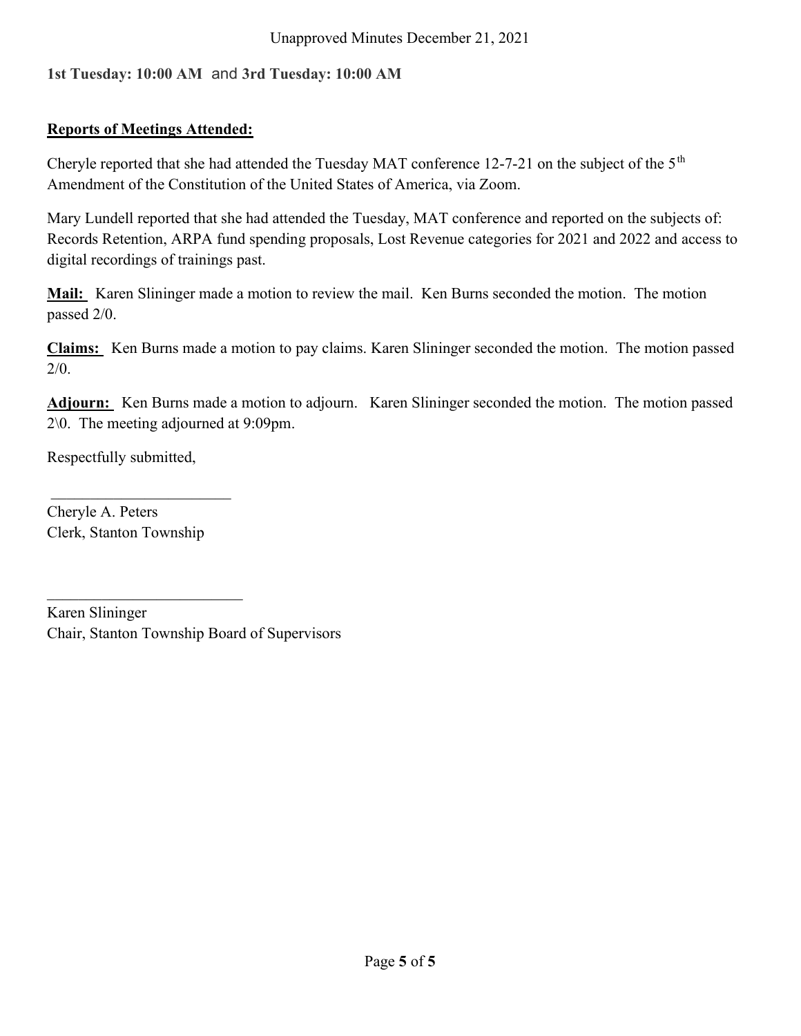**1st Tuesday: 10:00 AM** and **3rd Tuesday: 10:00 AM**

**Reports of Meetings Attended:**

Cheryle reported that she had attended the Tuesday MAT conference 12-7-21 on the subject of the 5th Amendment of the Constitution of the United States of America, via Zoom.

Mary Lundell reported that she had attended the Tuesday, MAT conference and reported on the subjects of: Records Retention, ARPA fund spending proposals, Lost Revenue categories for 2021 and 2022 and access to digital recordings of trainings past.

**Mail:** Karen Slininger made a motion to review the mail. Ken Burns seconded the motion. The motion passed 2/0.

**Claims:** Ken Burns made a motion to pay claims. Karen Slininger seconded the motion. The motion passed 2/0.

**Adjourn:** Ken Burns made a motion to adjourn. Karen Slininger seconded the motion. The motion passed 2\0. The meeting adjourned at 9:09pm.

Respectfully submitted,

\_\_\_\_\_\_\_\_\_\_\_\_\_\_\_\_\_\_\_\_\_\_\_\_

Cheryle A. Peters
Clerk, Stanton Township

\_\_\_\_\_\_\_\_\_\_\_\_\_\_\_\_\_\_\_\_\_\_\_\_

Karen Slininger
Chair, Stanton Township Board of Supervisors